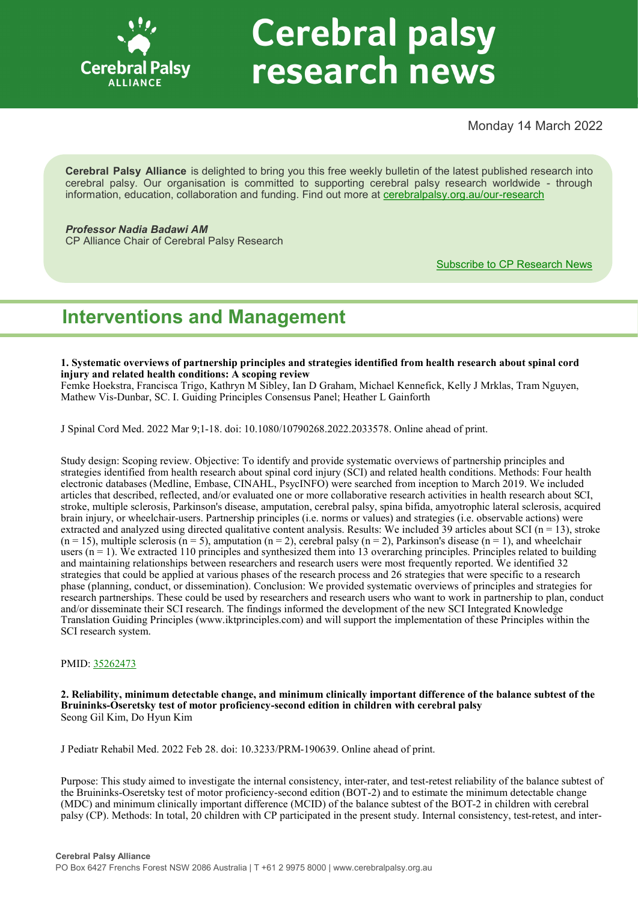# Cerebral palsy research news

Monday 14 March 2022

**Cerebral Palsy Alliance** is delighted to bring you this free weekly bulletin of the latest published research into cerebral palsy. Our organisation is committed to supporting cerebral palsy research worldwide - through information, education, collaboration and funding. Find out more at [cerebralpalsy.org.au/our-research](cerebralpalsy.org.au/our-research)

***Professor Nadia Badawi AM***
CP Alliance Chair of Cerebral Palsy Research

[Subscribe to CP Research News]()

## Interventions and Management

**1. Systematic overviews of partnership principles and strategies identified from health research about spinal cord injury and related health conditions: A scoping review**
Femke Hoekstra, Francisca Trigo, Kathryn M Sibley, Ian D Graham, Michael Kennefick, Kelly J Mrklas, Tram Nguyen, Mathew Vis-Dunbar, SC. I. Guiding Principles Consensus Panel; Heather L Gainforth

J Spinal Cord Med. 2022 Mar 9;1-18. doi: 10.1080/10790268.2022.2033578. Online ahead of print.

Study design: Scoping review. Objective: To identify and provide systematic overviews of partnership principles and strategies identified from health research about spinal cord injury (SCI) and related health conditions. Methods: Four health electronic databases (Medline, Embase, CINAHL, PsycINFO) were searched from inception to March 2019. We included articles that described, reflected, and/or evaluated one or more collaborative research activities in health research about SCI, stroke, multiple sclerosis, Parkinson's disease, amputation, cerebral palsy, spina bifida, amyotrophic lateral sclerosis, acquired brain injury, or wheelchair-users. Partnership principles (i.e. norms or values) and strategies (i.e. observable actions) were extracted and analyzed using directed qualitative content analysis. Results: We included 39 articles about SCI (n = 13), stroke (n = 15), multiple sclerosis (n = 5), amputation (n = 2), cerebral palsy (n = 2), Parkinson's disease (n = 1), and wheelchair users (n = 1). We extracted 110 principles and synthesized them into 13 overarching principles. Principles related to building and maintaining relationships between researchers and research users were most frequently reported. We identified 32 strategies that could be applied at various phases of the research process and 26 strategies that were specific to a research phase (planning, conduct, or dissemination). Conclusion: We provided systematic overviews of principles and strategies for research partnerships. These could be used by researchers and research users who want to work in partnership to plan, conduct and/or disseminate their SCI research. The findings informed the development of the new SCI Integrated Knowledge Translation Guiding Principles (www.iktprinciples.com) and will support the implementation of these Principles within the SCI research system.

PMID: [35262473]()

**2. Reliability, minimum detectable change, and minimum clinically important difference of the balance subtest of the Bruininks-Oseretsky test of motor proficiency-second edition in children with cerebral palsy**
Seong Gil Kim, Do Hyun Kim

J Pediatr Rehabil Med. 2022 Feb 28. doi: 10.3233/PRM-190639. Online ahead of print.

Purpose: This study aimed to investigate the internal consistency, inter-rater, and test-retest reliability of the balance subtest of the Bruininks-Oseretsky test of motor proficiency-second edition (BOT-2) and to estimate the minimum detectable change (MDC) and minimum clinically important difference (MCID) of the balance subtest of the BOT-2 in children with cerebral palsy (CP). Methods: In total, 20 children with CP participated in the present study. Internal consistency, test-retest, and inter-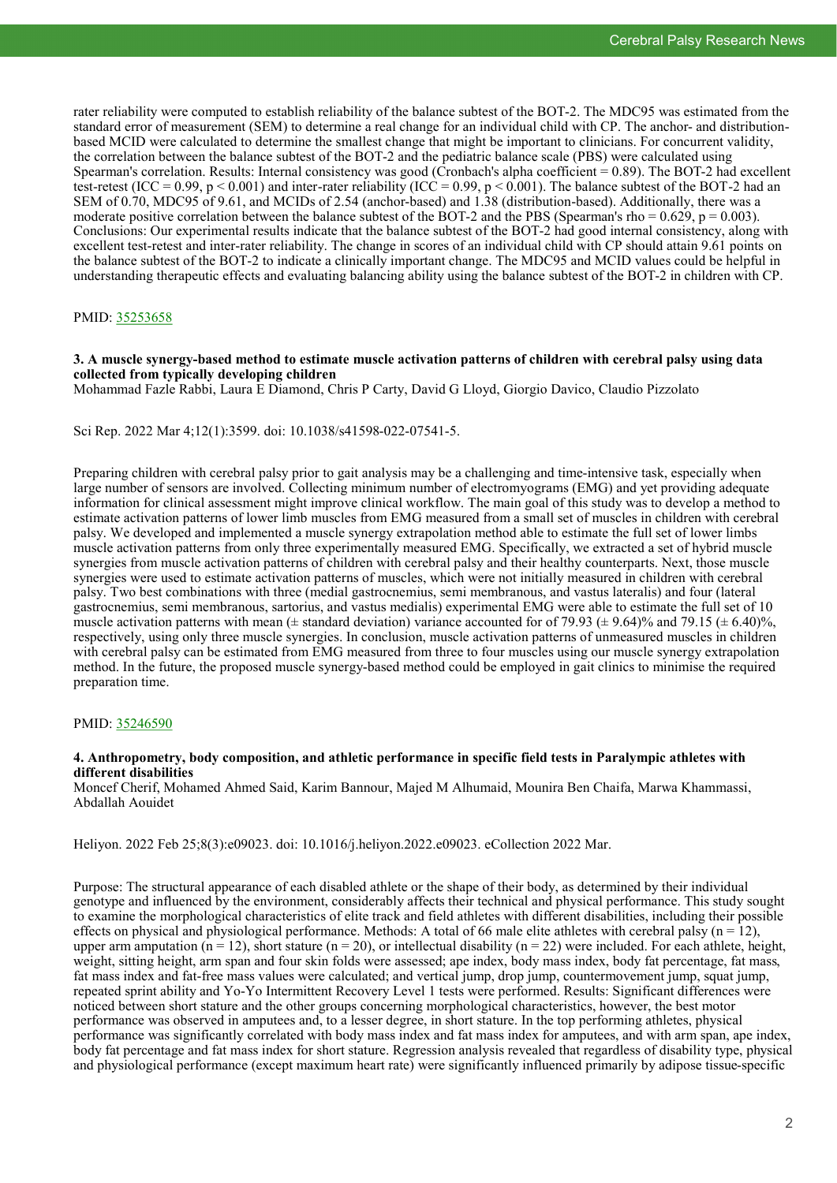rater reliability were computed to establish reliability of the balance subtest of the BOT-2. The MDC95 was estimated from the standard error of measurement (SEM) to determine a real change for an individual child with CP. The anchor- and distribution-based MCID were calculated to determine the smallest change that might be important to clinicians. For concurrent validity, the correlation between the balance subtest of the BOT-2 and the pediatric balance scale (PBS) were calculated using Spearman's correlation. Results: Internal consistency was good (Cronbach's alpha coefficient = 0.89). The BOT-2 had excellent test-retest (ICC = 0.99, $p < 0.001$) and inter-rater reliability (ICC = 0.99, $p < 0.001$). The balance subtest of the BOT-2 had an SEM of 0.70, MDC95 of 9.61, and MCIDs of 2.54 (anchor-based) and 1.38 (distribution-based). Additionally, there was a moderate positive correlation between the balance subtest of the BOT-2 and the PBS (Spearman's rho = 0.629, $p = 0.003$). Conclusions: Our experimental results indicate that the balance subtest of the BOT-2 had good internal consistency, along with excellent test-retest and inter-rater reliability. The change in scores of an individual child with CP should attain 9.61 points on the balance subtest of the BOT-2 to indicate a clinically important change. The MDC95 and MCID values could be helpful in understanding therapeutic effects and evaluating balancing ability using the balance subtest of the BOT-2 in children with CP.

PMID: 35253658

### 3. A muscle synergy-based method to estimate muscle activation patterns of children with cerebral palsy using data collected from typically developing children

Mohammad Fazle Rabbi, Laura E Diamond, Chris P Carty, David G Lloyd, Giorgio Davico, Claudio Pizzolato

Sci Rep. 2022 Mar 4;12(1):3599. doi: 10.1038/s41598-022-07541-5.

Preparing children with cerebral palsy prior to gait analysis may be a challenging and time-intensive task, especially when large number of sensors are involved. Collecting minimum number of electromyograms (EMG) and yet providing adequate information for clinical assessment might improve clinical workflow. The main goal of this study was to develop a method to estimate activation patterns of lower limb muscles from EMG measured from a small set of muscles in children with cerebral palsy. We developed and implemented a muscle synergy extrapolation method able to estimate the full set of lower limbs muscle activation patterns from only three experimentally measured EMG. Specifically, we extracted a set of hybrid muscle synergies from muscle activation patterns of children with cerebral palsy and their healthy counterparts. Next, those muscle synergies were used to estimate activation patterns of muscles, which were not initially measured in children with cerebral palsy. Two best combinations with three (medial gastrocnemius, semi membranous, and vastus lateralis) and four (lateral gastrocnemius, semi membranous, sartorius, and vastus medialis) experimental EMG were able to estimate the full set of 10 muscle activation patterns with mean (± standard deviation) variance accounted for of 79.93 (± 9.64)% and 79.15 (± 6.40)%, respectively, using only three muscle synergies. In conclusion, muscle activation patterns of unmeasured muscles in children with cerebral palsy can be estimated from EMG measured from three to four muscles using our muscle synergy extrapolation method. In the future, the proposed muscle synergy-based method could be employed in gait clinics to minimise the required preparation time.

PMID: 35246590

### 4. Anthropometry, body composition, and athletic performance in specific field tests in Paralympic athletes with different disabilities

Moncef Cherif, Mohamed Ahmed Said, Karim Bannour, Majed M Alhumaid, Mounira Ben Chaifa, Marwa Khammassi, Abdallah Aouidet

Heliyon. 2022 Feb 25;8(3):e09023. doi: 10.1016/j.heliyon.2022.e09023. eCollection 2022 Mar.

Purpose: The structural appearance of each disabled athlete or the shape of their body, as determined by their individual genotype and influenced by the environment, considerably affects their technical and physical performance. This study sought to examine the morphological characteristics of elite track and field athletes with different disabilities, including their possible effects on physical and physiological performance. Methods: A total of 66 male elite athletes with cerebral palsy ($n = 12$), upper arm amputation ($n = 12$), short stature ($n = 20$), or intellectual disability ($n = 22$) were included. For each athlete, height, weight, sitting height, arm span and four skin folds were assessed; ape index, body mass index, body fat percentage, fat mass, fat mass index and fat-free mass values were calculated; and vertical jump, drop jump, countermovement jump, squat jump, repeated sprint ability and Yo-Yo Intermittent Recovery Level 1 tests were performed. Results: Significant differences were noticed between short stature and the other groups concerning morphological characteristics, however, the best motor performance was observed in amputees and, to a lesser degree, in short stature. In the top performing athletes, physical performance was significantly correlated with body mass index and fat mass index for amputees, and with arm span, ape index, body fat percentage and fat mass index for short stature. Regression analysis revealed that regardless of disability type, physical and physiological performance (except maximum heart rate) were significantly influenced primarily by adipose tissue-specific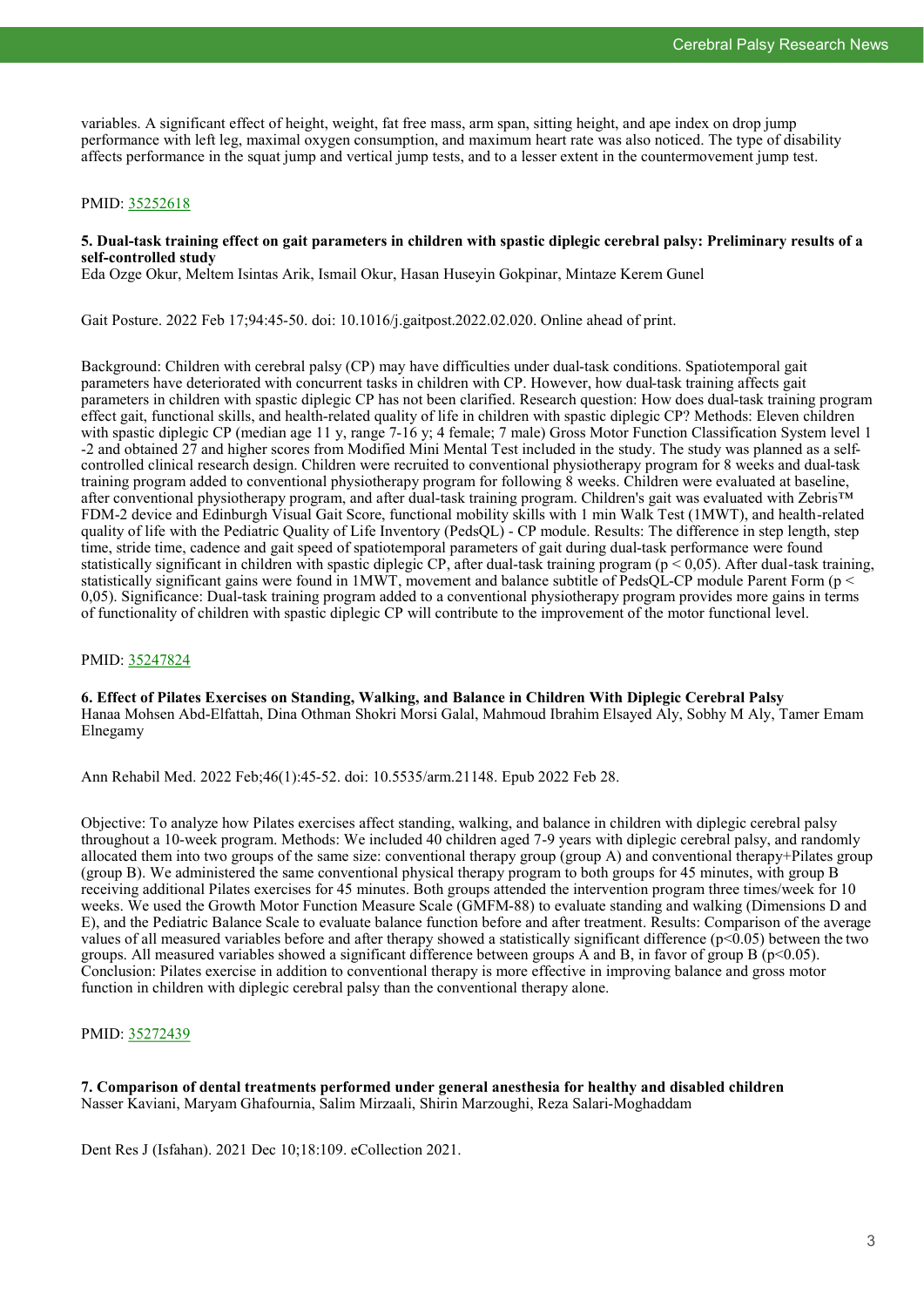variables. A significant effect of height, weight, fat free mass, arm span, sitting height, and ape index on drop jump performance with left leg, maximal oxygen consumption, and maximum heart rate was also noticed. The type of disability affects performance in the squat jump and vertical jump tests, and to a lesser extent in the countermovement jump test.

PMID: [35252618](35252618)

**5. Dual-task training effect on gait parameters in children with spastic diplegic cerebral palsy: Preliminary results of a self-controlled study**
Eda Ozge Okur, Meltem Isintas Arik, Ismail Okur, Hasan Huseyin Gokpinar, Mintaze Kerem Gunel

Gait Posture. 2022 Feb 17;94:45-50. doi: 10.1016/j.gaitpost.2022.02.020. Online ahead of print.

Background: Children with cerebral palsy (CP) may have difficulties under dual-task conditions. Spatiotemporal gait parameters have deteriorated with concurrent tasks in children with CP. However, how dual-task training affects gait parameters in children with spastic diplegic CP has not been clarified. Research question: How does dual-task training program effect gait, functional skills, and health-related quality of life in children with spastic diplegic CP? Methods: Eleven children with spastic diplegic CP (median age 11 y, range 7-16 y; 4 female; 7 male) Gross Motor Function Classification System level 1 -2 and obtained 27 and higher scores from Modified Mini Mental Test included in the study. The study was planned as a self-controlled clinical research design. Children were recruited to conventional physiotherapy program for 8 weeks and dual-task training program added to conventional physiotherapy program for following 8 weeks. Children were evaluated at baseline, after conventional physiotherapy program, and after dual-task training program. Children's gait was evaluated with Zebris™ FDM-2 device and Edinburgh Visual Gait Score, functional mobility skills with 1 min Walk Test (1MWT), and health-related quality of life with the Pediatric Quality of Life Inventory (PedsQL) - CP module. Results: The difference in step length, step time, stride time, cadence and gait speed of spatiotemporal parameters of gait during dual-task performance were found statistically significant in children with spastic diplegic CP, after dual-task training program ($p < 0,05$). After dual-task training, statistically significant gains were found in 1MWT, movement and balance subtitle of PedsQL-CP module Parent Form ($p < 0,05$). Significance: Dual-task training program added to a conventional physiotherapy program provides more gains in terms of functionality of children with spastic diplegic CP will contribute to the improvement of the motor functional level.

PMID: [35247824](35247824)

**6. Effect of Pilates Exercises on Standing, Walking, and Balance in Children With Diplegic Cerebral Palsy**
Hanaa Mohsen Abd-Elfattah, Dina Othman Shokri Morsi Galal, Mahmoud Ibrahim Elsayed Aly, Sobhy M Aly, Tamer Emam Elnegamy

Ann Rehabil Med. 2022 Feb;46(1):45-52. doi: 10.5535/arm.21148. Epub 2022 Feb 28.

Objective: To analyze how Pilates exercises affect standing, walking, and balance in children with diplegic cerebral palsy throughout a 10-week program. Methods: We included 40 children aged 7-9 years with diplegic cerebral palsy, and randomly allocated them into two groups of the same size: conventional therapy group (group A) and conventional therapy+Pilates group (group B). We administered the same conventional physical therapy program to both groups for 45 minutes, with group B receiving additional Pilates exercises for 45 minutes. Both groups attended the intervention program three times/week for 10 weeks. We used the Growth Motor Function Measure Scale (GMFM-88) to evaluate standing and walking (Dimensions D and E), and the Pediatric Balance Scale to evaluate balance function before and after treatment. Results: Comparison of the average values of all measured variables before and after therapy showed a statistically significant difference ($p<0.05$) between the two groups. All measured variables showed a significant difference between groups A and B, in favor of group B ($p<0.05$). Conclusion: Pilates exercise in addition to conventional therapy is more effective in improving balance and gross motor function in children with diplegic cerebral palsy than the conventional therapy alone.

PMID: [35272439](35272439)

**7. Comparison of dental treatments performed under general anesthesia for healthy and disabled children**
Nasser Kaviani, Maryam Ghafournia, Salim Mirzaali, Shirin Marzoughi, Reza Salari-Moghaddam

Dent Res J (Isfahan). 2021 Dec 10;18:109. eCollection 2021.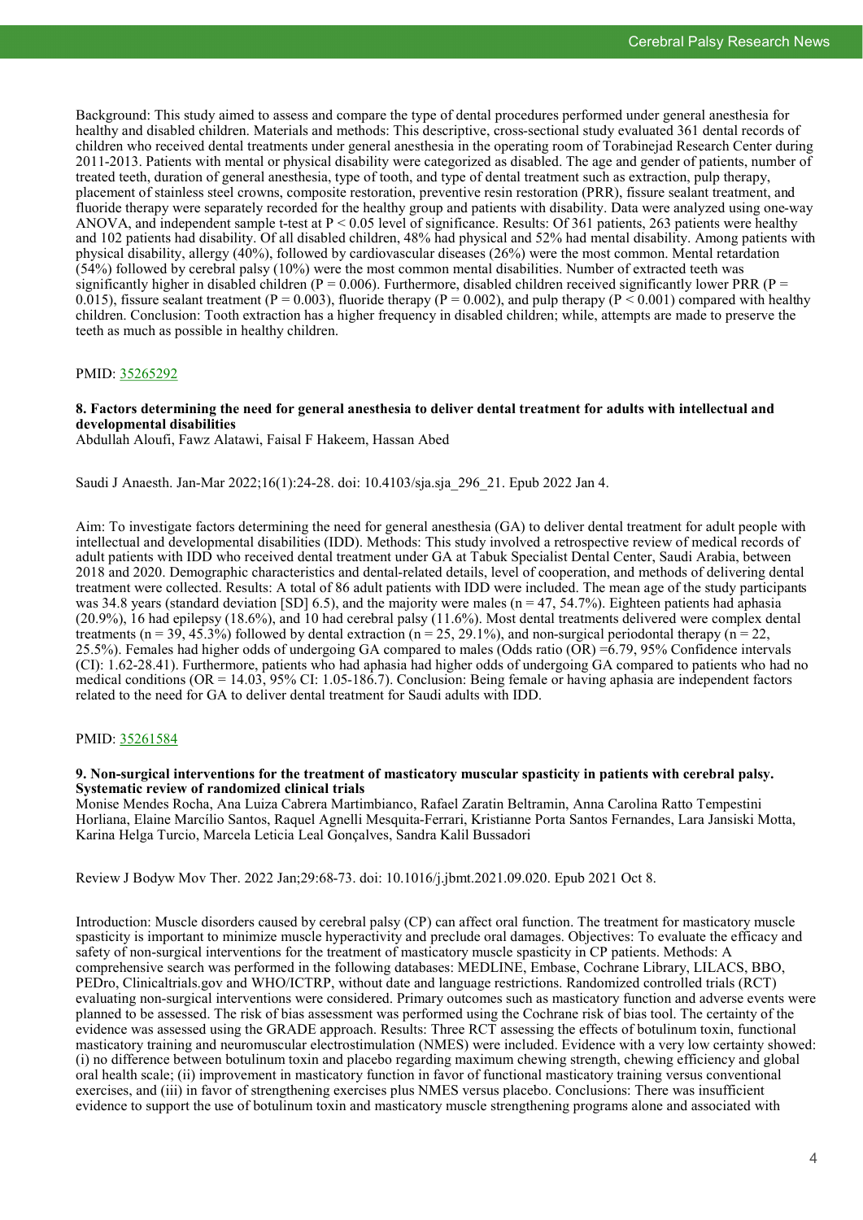Background: This study aimed to assess and compare the type of dental procedures performed under general anesthesia for healthy and disabled children. Materials and methods: This descriptive, cross-sectional study evaluated 361 dental records of children who received dental treatments under general anesthesia in the operating room of Torabinejad Research Center during 2011-2013. Patients with mental or physical disability were categorized as disabled. The age and gender of patients, number of treated teeth, duration of general anesthesia, type of tooth, and type of dental treatment such as extraction, pulp therapy, placement of stainless steel crowns, composite restoration, preventive resin restoration (PRR), fissure sealant treatment, and fluoride therapy were separately recorded for the healthy group and patients with disability. Data were analyzed using one-way ANOVA, and independent sample t-test at $P < 0.05$ level of significance. Results: Of 361 patients, 263 patients were healthy and 102 patients had disability. Of all disabled children, 48% had physical and 52% had mental disability. Among patients with physical disability, allergy (40%), followed by cardiovascular diseases (26%) were the most common. Mental retardation (54%) followed by cerebral palsy (10%) were the most common mental disabilities. Number of extracted teeth was significantly higher in disabled children ($P = 0.006$). Furthermore, disabled children received significantly lower PRR ($P = 0.015$), fissure sealant treatment ($P = 0.003$), fluoride therapy ($P = 0.002$), and pulp therapy ($P < 0.001$) compared with healthy children. Conclusion: Tooth extraction has a higher frequency in disabled children; while, attempts are made to preserve the teeth as much as possible in healthy children.

PMID: 35265292

**8. Factors determining the need for general anesthesia to deliver dental treatment for adults with intellectual and developmental disabilities**

Abdullah Aloufi, Fawz Alatawi, Faisal F Hakeem, Hassan Abed

Saudi J Anaesth. Jan-Mar 2022;16(1):24-28. doi: 10.4103/sja.sja_296_21. Epub 2022 Jan 4.

Aim: To investigate factors determining the need for general anesthesia (GA) to deliver dental treatment for adult people with intellectual and developmental disabilities (IDD). Methods: This study involved a retrospective review of medical records of adult patients with IDD who received dental treatment under GA at Tabuk Specialist Dental Center, Saudi Arabia, between 2018 and 2020. Demographic characteristics and dental-related details, level of cooperation, and methods of delivering dental treatment were collected. Results: A total of 86 adult patients with IDD were included. The mean age of the study participants was 34.8 years (standard deviation [SD] 6.5), and the majority were males ($n = 47$, 54.7%). Eighteen patients had aphasia (20.9%), 16 had epilepsy (18.6%), and 10 had cerebral palsy (11.6%). Most dental treatments delivered were complex dental treatments ($n = 39$, 45.3%) followed by dental extraction ($n = 25$, 29.1%), and non-surgical periodontal therapy ($n = 22$, 25.5%). Females had higher odds of undergoing GA compared to males (Odds ratio (OR) =6.79, 95% Confidence intervals (CI): 1.62-28.41). Furthermore, patients who had aphasia had higher odds of undergoing GA compared to patients who had no medical conditions (OR = 14.03, 95% CI: 1.05-186.7). Conclusion: Being female or having aphasia are independent factors related to the need for GA to deliver dental treatment for Saudi adults with IDD.

PMID: 35261584

**9. Non-surgical interventions for the treatment of masticatory muscular spasticity in patients with cerebral palsy. Systematic review of randomized clinical trials**

Monise Mendes Rocha, Ana Luiza Cabrera Martimbianco, Rafael Zaratin Beltramin, Anna Carolina Ratto Tempestini Horliana, Elaine Marcílio Santos, Raquel Agnelli Mesquita-Ferrari, Kristianne Porta Santos Fernandes, Lara Jansiski Motta, Karina Helga Turcio, Marcela Leticia Leal Gonçalves, Sandra Kalil Bussadori

Review J Bodyw Mov Ther. 2022 Jan;29:68-73. doi: 10.1016/j.jbmt.2021.09.020. Epub 2021 Oct 8.

Introduction: Muscle disorders caused by cerebral palsy (CP) can affect oral function. The treatment for masticatory muscle spasticity is important to minimize muscle hyperactivity and preclude oral damages. Objectives: To evaluate the efficacy and safety of non-surgical interventions for the treatment of masticatory muscle spasticity in CP patients. Methods: A comprehensive search was performed in the following databases: MEDLINE, Embase, Cochrane Library, LILACS, BBO, PEDro, Clinicaltrials.gov and WHO/ICTRP, without date and language restrictions. Randomized controlled trials (RCT) evaluating non-surgical interventions were considered. Primary outcomes such as masticatory function and adverse events were planned to be assessed. The risk of bias assessment was performed using the Cochrane risk of bias tool. The certainty of the evidence was assessed using the GRADE approach. Results: Three RCT assessing the effects of botulinum toxin, functional masticatory training and neuromuscular electrostimulation (NMES) were included. Evidence with a very low certainty showed: (i) no difference between botulinum toxin and placebo regarding maximum chewing strength, chewing efficiency and global oral health scale; (ii) improvement in masticatory function in favor of functional masticatory training versus conventional exercises, and (iii) in favor of strengthening exercises plus NMES versus placebo. Conclusions: There was insufficient evidence to support the use of botulinum toxin and masticatory muscle strengthening programs alone and associated with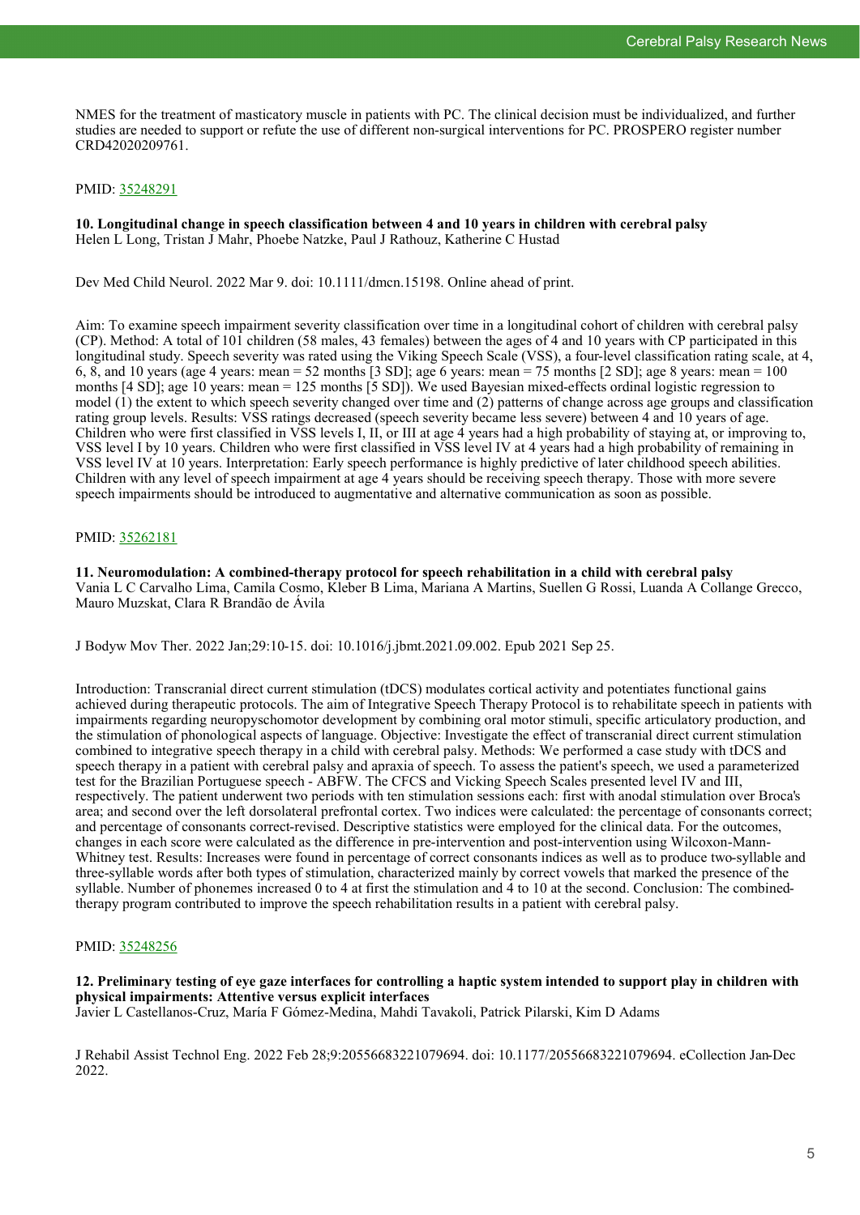NMES for the treatment of masticatory muscle in patients with PC. The clinical decision must be individualized, and further studies are needed to support or refute the use of different non-surgical interventions for PC. PROSPERO register number CRD42020209761.

PMID: 35248291

**10. Longitudinal change in speech classification between 4 and 10 years in children with cerebral palsy**
Helen L Long, Tristan J Mahr, Phoebe Natzke, Paul J Rathouz, Katherine C Hustad

Dev Med Child Neurol. 2022 Mar 9. doi: 10.1111/dmcn.15198. Online ahead of print.

Aim: To examine speech impairment severity classification over time in a longitudinal cohort of children with cerebral palsy (CP). Method: A total of 101 children (58 males, 43 females) between the ages of 4 and 10 years with CP participated in this longitudinal study. Speech severity was rated using the Viking Speech Scale (VSS), a four-level classification rating scale, at 4, 6, 8, and 10 years (age 4 years: mean = 52 months [3 SD]; age 6 years: mean = 75 months [2 SD]; age 8 years: mean = 100 months [4 SD]; age 10 years: mean = 125 months [5 SD]). We used Bayesian mixed-effects ordinal logistic regression to model (1) the extent to which speech severity changed over time and (2) patterns of change across age groups and classification rating group levels. Results: VSS ratings decreased (speech severity became less severe) between 4 and 10 years of age. Children who were first classified in VSS levels I, II, or III at age 4 years had a high probability of staying at, or improving to, VSS level I by 10 years. Children who were first classified in VSS level IV at 4 years had a high probability of remaining in VSS level IV at 10 years. Interpretation: Early speech performance is highly predictive of later childhood speech abilities. Children with any level of speech impairment at age 4 years should be receiving speech therapy. Those with more severe speech impairments should be introduced to augmentative and alternative communication as soon as possible.

PMID: 35262181

**11. Neuromodulation: A combined-therapy protocol for speech rehabilitation in a child with cerebral palsy**
Vania L C Carvalho Lima, Camila Cosmo, Kleber B Lima, Mariana A Martins, Suellen G Rossi, Luanda A Collange Grecco, Mauro Muzskat, Clara R Brandão de Ávila

J Bodyw Mov Ther. 2022 Jan;29:10-15. doi: 10.1016/j.jbmt.2021.09.002. Epub 2021 Sep 25.

Introduction: Transcranial direct current stimulation (tDCS) modulates cortical activity and potentiates functional gains achieved during therapeutic protocols. The aim of Integrative Speech Therapy Protocol is to rehabilitate speech in patients with impairments regarding neuropyschomotor development by combining oral motor stimuli, specific articulatory production, and the stimulation of phonological aspects of language. Objective: Investigate the effect of transcranial direct current stimulation combined to integrative speech therapy in a child with cerebral palsy. Methods: We performed a case study with tDCS and speech therapy in a patient with cerebral palsy and apraxia of speech. To assess the patient's speech, we used a parameterized test for the Brazilian Portuguese speech - ABFW. The CFCS and Vicking Speech Scales presented level IV and III, respectively. The patient underwent two periods with ten stimulation sessions each: first with anodal stimulation over Broca's area; and second over the left dorsolateral prefrontal cortex. Two indices were calculated: the percentage of consonants correct; and percentage of consonants correct-revised. Descriptive statistics were employed for the clinical data. For the outcomes, changes in each score were calculated as the difference in pre-intervention and post-intervention using Wilcoxon-Mann-Whitney test. Results: Increases were found in percentage of correct consonants indices as well as to produce two-syllable and three-syllable words after both types of stimulation, characterized mainly by correct vowels that marked the presence of the syllable. Number of phonemes increased 0 to 4 at first the stimulation and 4 to 10 at the second. Conclusion: The combined-therapy program contributed to improve the speech rehabilitation results in a patient with cerebral palsy.

PMID: 35248256

**12. Preliminary testing of eye gaze interfaces for controlling a haptic system intended to support play in children with physical impairments: Attentive versus explicit interfaces**
Javier L Castellanos-Cruz, María F Gómez-Medina, Mahdi Tavakoli, Patrick Pilarski, Kim D Adams

J Rehabil Assist Technol Eng. 2022 Feb 28;9:20556683221079694. doi: 10.1177/20556683221079694. eCollection Jan-Dec 2022.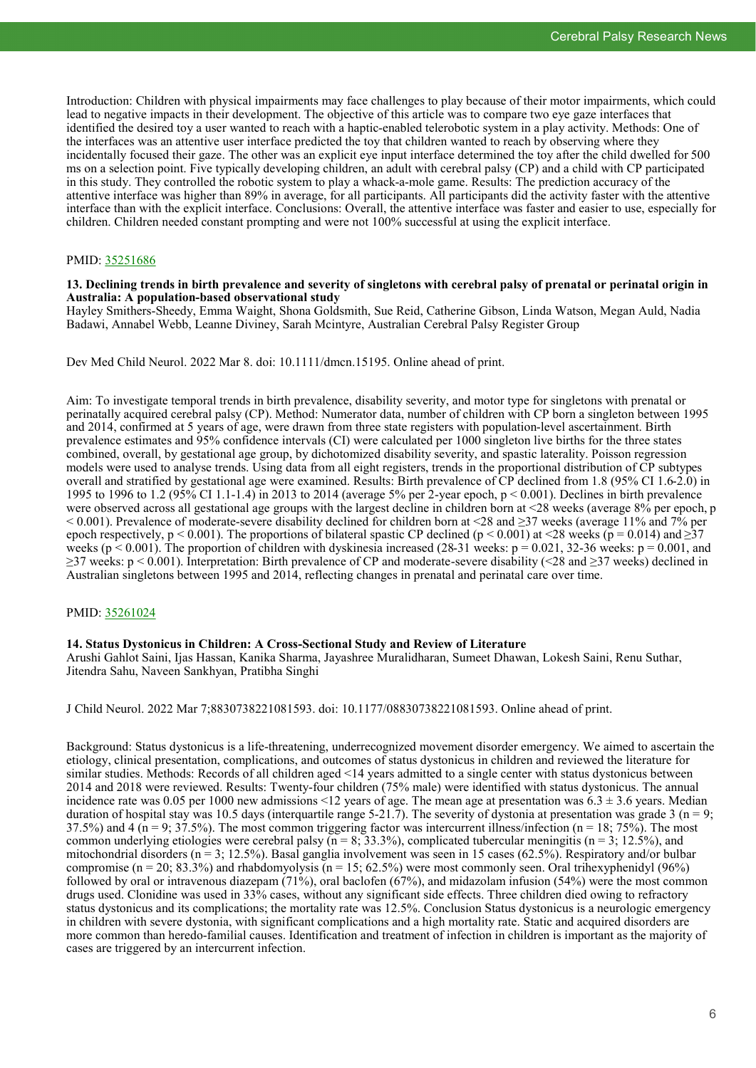Introduction: Children with physical impairments may face challenges to play because of their motor impairments, which could lead to negative impacts in their development. The objective of this article was to compare two eye gaze interfaces that identified the desired toy a user wanted to reach with a haptic-enabled telerobotic system in a play activity. Methods: One of the interfaces was an attentive user interface predicted the toy that children wanted to reach by observing where they incidentally focused their gaze. The other was an explicit eye input interface determined the toy after the child dwelled for 500 ms on a selection point. Five typically developing children, an adult with cerebral palsy (CP) and a child with CP participated in this study. They controlled the robotic system to play a whack-a-mole game. Results: The prediction accuracy of the attentive interface was higher than 89% in average, for all participants. All participants did the activity faster with the attentive interface than with the explicit interface. Conclusions: Overall, the attentive interface was faster and easier to use, especially for children. Children needed constant prompting and were not 100% successful at using the explicit interface.

PMID: [35251686](https://pubmed.ncbi.nlm.nih.gov/35251686)

### 13. Declining trends in birth prevalence and severity of singletons with cerebral palsy of prenatal or perinatal origin in Australia: A population-based observational study

Hayley Smithers-Sheedy, Emma Waight, Shona Goldsmith, Sue Reid, Catherine Gibson, Linda Watson, Megan Auld, Nadia Badawi, Annabel Webb, Leanne Diviney, Sarah Mcintyre, Australian Cerebral Palsy Register Group

Dev Med Child Neurol. 2022 Mar 8. doi: 10.1111/dmcn.15195. Online ahead of print.

Aim: To investigate temporal trends in birth prevalence, disability severity, and motor type for singletons with prenatal or perinatally acquired cerebral palsy (CP). Method: Numerator data, number of children with CP born a singleton between 1995 and 2014, confirmed at 5 years of age, were drawn from three state registers with population-level ascertainment. Birth prevalence estimates and 95% confidence intervals (CI) were calculated per 1000 singleton live births for the three states combined, overall, by gestational age group, by dichotomized disability severity, and spastic laterality. Poisson regression models were used to analyse trends. Using data from all eight registers, trends in the proportional distribution of CP subtypes overall and stratified by gestational age were examined. Results: Birth prevalence of CP declined from 1.8 (95% CI 1.6-2.0) in 1995 to 1996 to 1.2 (95% CI 1.1-1.4) in 2013 to 2014 (average 5% per 2-year epoch, $p < 0.001$). Declines in birth prevalence were observed across all gestational age groups with the largest decline in children born at <28 weeks (average 8% per epoch, $p < 0.001$). Prevalence of moderate-severe disability declined for children born at <28 and ≥37 weeks (average 11% and 7% per epoch respectively, $p < 0.001$). The proportions of bilateral spastic CP declined ($p < 0.001$) at <28 weeks ($p = 0.014$) and ≥37 weeks ($p < 0.001$). The proportion of children with dyskinesia increased (28-31 weeks: $p = 0.021$, 32-36 weeks: $p = 0.001$, and ≥37 weeks: $p < 0.001$). Interpretation: Birth prevalence of CP and moderate-severe disability (<28 and ≥37 weeks) declined in Australian singletons between 1995 and 2014, reflecting changes in prenatal and perinatal care over time.

PMID: [35261024](https://pubmed.ncbi.nlm.nih.gov/35261024)

### 14. Status Dystonicus in Children: A Cross-Sectional Study and Review of Literature

Arushi Gahlot Saini, Ijas Hassan, Kanika Sharma, Jayashree Muralidharan, Sumeet Dhawan, Lokesh Saini, Renu Suthar, Jitendra Sahu, Naveen Sankhyan, Pratibha Singhi

J Child Neurol. 2022 Mar 7;8830738221081593. doi: 10.1177/08830738221081593. Online ahead of print.

Background: Status dystonicus is a life-threatening, underrecognized movement disorder emergency. We aimed to ascertain the etiology, clinical presentation, complications, and outcomes of status dystonicus in children and reviewed the literature for similar studies. Methods: Records of all children aged <14 years admitted to a single center with status dystonicus between 2014 and 2018 were reviewed. Results: Twenty-four children (75% male) were identified with status dystonicus. The annual incidence rate was 0.05 per 1000 new admissions <12 years of age. The mean age at presentation was $6.3 \pm 3.6$ years. Median duration of hospital stay was 10.5 days (interquartile range 5-21.7). The severity of dystonia at presentation was grade 3 ($n = 9$; 37.5%) and 4 ($n = 9$; 37.5%). The most common triggering factor was intercurrent illness/infection ($n = 18$; 75%). The most common underlying etiologies were cerebral palsy ($n = 8$; 33.3%), complicated tubercular meningitis ($n = 3$; 12.5%), and mitochondrial disorders ($n = 3$; 12.5%). Basal ganglia involvement was seen in 15 cases (62.5%). Respiratory and/or bulbar compromise ($n = 20$; 83.3%) and rhabdomyolysis ($n = 15$; 62.5%) were most commonly seen. Oral trihexyphenidyl (96%) followed by oral or intravenous diazepam (71%), oral baclofen (67%), and midazolam infusion (54%) were the most common drugs used. Clonidine was used in 33% cases, without any significant side effects. Three children died owing to refractory status dystonicus and its complications; the mortality rate was 12.5%. Conclusion Status dystonicus is a neurologic emergency in children with severe dystonia, with significant complications and a high mortality rate. Static and acquired disorders are more common than heredo-familial causes. Identification and treatment of infection in children is important as the majority of cases are triggered by an intercurrent infection.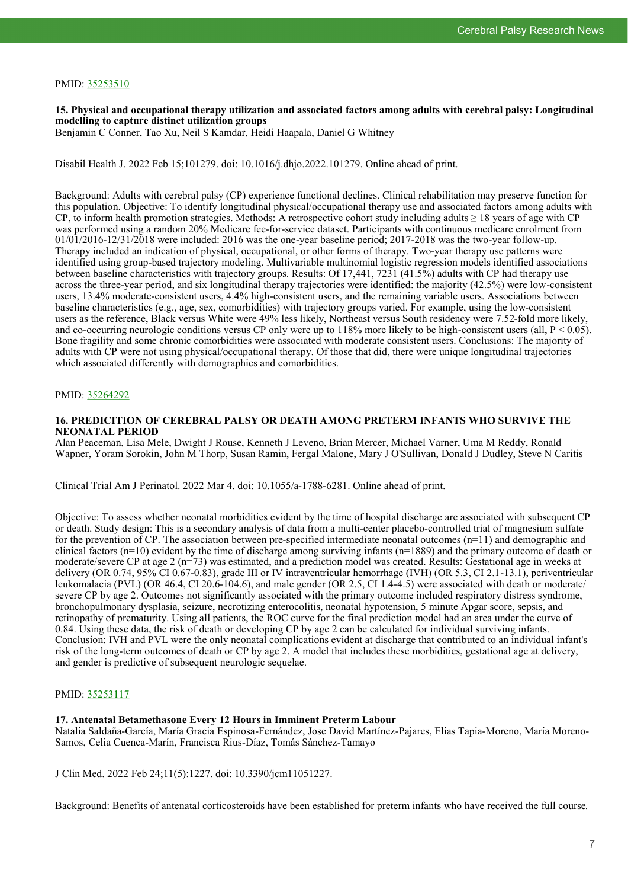PMID: [35253510](35253510)

### 15. Physical and occupational therapy utilization and associated factors among adults with cerebral palsy: Longitudinal modelling to capture distinct utilization groups

Benjamin C Conner, Tao Xu, Neil S Kamdar, Heidi Haapala, Daniel G Whitney

Disabil Health J. 2022 Feb 15;101279. doi: 10.1016/j.dhjo.2022.101279. Online ahead of print.

Background: Adults with cerebral palsy (CP) experience functional declines. Clinical rehabilitation may preserve function for this population. Objective: To identify longitudinal physical/occupational therapy use and associated factors among adults with CP, to inform health promotion strategies. Methods: A retrospective cohort study including adults ≥ 18 years of age with CP was performed using a random 20% Medicare fee-for-service dataset. Participants with continuous medicare enrolment from 01/01/2016-12/31/2018 were included: 2016 was the one-year baseline period; 2017-2018 was the two-year follow-up. Therapy included an indication of physical, occupational, or other forms of therapy. Two-year therapy use patterns were identified using group-based trajectory modeling. Multivariable multinomial logistic regression models identified associations between baseline characteristics with trajectory groups. Results: Of 17,441, 7231 (41.5%) adults with CP had therapy use across the three-year period, and six longitudinal therapy trajectories were identified: the majority (42.5%) were low-consistent users, 13.4% moderate-consistent users, 4.4% high-consistent users, and the remaining variable users. Associations between baseline characteristics (e.g., age, sex, comorbidities) with trajectory groups varied. For example, using the low-consistent users as the reference, Black versus White were 49% less likely, Northeast versus South residency were 7.52-fold more likely, and co-occurring neurologic conditions versus CP only were up to 118% more likely to be high-consistent users (all, $P < 0.05$). Bone fragility and some chronic comorbidities were associated with moderate consistent users. Conclusions: The majority of adults with CP were not using physical/occupational therapy. Of those that did, there were unique longitudinal trajectories which associated differently with demographics and comorbidities.

PMID: [35264292](35264292)

### 16. PREDICITION OF CEREBRAL PALSY OR DEATH AMONG PRETERM INFANTS WHO SURVIVE THE NEONATAL PERIOD

Alan Peaceman, Lisa Mele, Dwight J Rouse, Kenneth J Leveno, Brian Mercer, Michael Varner, Uma M Reddy, Ronald Wapner, Yoram Sorokin, John M Thorp, Susan Ramin, Fergal Malone, Mary J O'Sullivan, Donald J Dudley, Steve N Caritis

Clinical Trial Am J Perinatol. 2022 Mar 4. doi: 10.1055/a-1788-6281. Online ahead of print.

Objective: To assess whether neonatal morbidities evident by the time of hospital discharge are associated with subsequent CP or death. Study design: This is a secondary analysis of data from a multi-center placebo-controlled trial of magnesium sulfate for the prevention of CP. The association between pre-specified intermediate neonatal outcomes (n=11) and demographic and clinical factors (n=10) evident by the time of discharge among surviving infants (n=1889) and the primary outcome of death or moderate/severe CP at age 2 (n=73) was estimated, and a prediction model was created. Results: Gestational age in weeks at delivery (OR 0.74, 95% CI 0.67-0.83), grade III or IV intraventricular hemorrhage (IVH) (OR 5.3, CI 2.1-13.1), periventricular leukomalacia (PVL) (OR 46.4, CI 20.6-104.6), and male gender (OR 2.5, CI 1.4-4.5) were associated with death or moderate/severe CP by age 2. Outcomes not significantly associated with the primary outcome included respiratory distress syndrome, bronchopulmonary dysplasia, seizure, necrotizing enterocolitis, neonatal hypotension, 5 minute Apgar score, sepsis, and retinopathy of prematurity. Using all patients, the ROC curve for the final prediction model had an area under the curve of 0.84. Using these data, the risk of death or developing CP by age 2 can be calculated for individual surviving infants. Conclusion: IVH and PVL were the only neonatal complications evident at discharge that contributed to an individual infant's risk of the long-term outcomes of death or CP by age 2. A model that includes these morbidities, gestational age at delivery, and gender is predictive of subsequent neurologic sequelae.

PMID: [35253117](35253117)

### 17. Antenatal Betamethasone Every 12 Hours in Imminent Preterm Labour

Natalia Saldaña-García, María Gracia Espinosa-Fernández, Jose David Martínez-Pajares, Elías Tapia-Moreno, María Moreno-Samos, Celia Cuenca-Marín, Francisca Rius-Díaz, Tomás Sánchez-Tamayo

J Clin Med. 2022 Feb 24;11(5):1227. doi: 10.3390/jcm11051227.

Background: Benefits of antenatal corticosteroids have been established for preterm infants who have received the full course.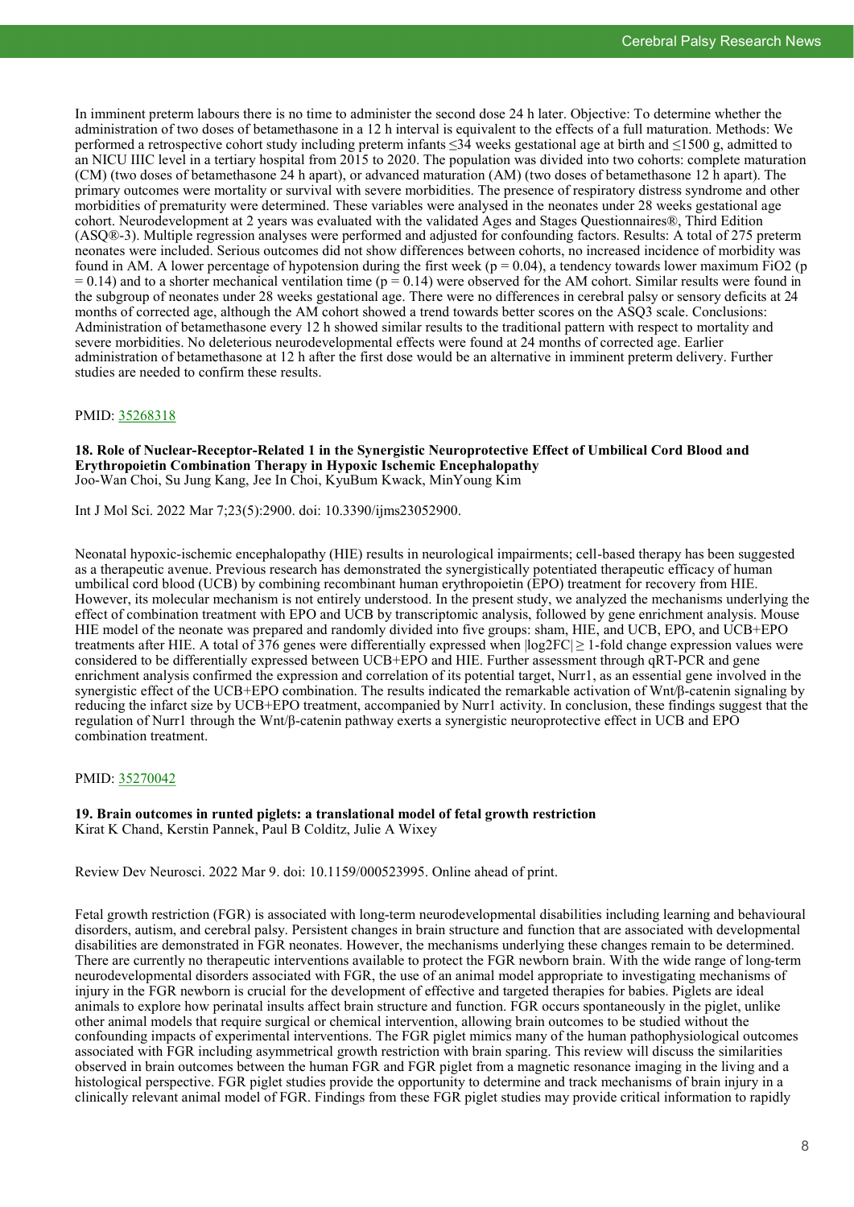In imminent preterm labours there is no time to administer the second dose 24 h later. Objective: To determine whether the administration of two doses of betamethasone in a 12 h interval is equivalent to the effects of a full maturation. Methods: We performed a retrospective cohort study including preterm infants ≤34 weeks gestational age at birth and ≤1500 g, admitted to an NICU IIIC level in a tertiary hospital from 2015 to 2020. The population was divided into two cohorts: complete maturation (CM) (two doses of betamethasone 24 h apart), or advanced maturation (AM) (two doses of betamethasone 12 h apart). The primary outcomes were mortality or survival with severe morbidities. The presence of respiratory distress syndrome and other morbidities of prematurity were determined. These variables were analysed in the neonates under 28 weeks gestational age cohort. Neurodevelopment at 2 years was evaluated with the validated Ages and Stages Questionnaires®, Third Edition (ASQ®-3). Multiple regression analyses were performed and adjusted for confounding factors. Results: A total of 275 preterm neonates were included. Serious outcomes did not show differences between cohorts, no increased incidence of morbidity was found in AM. A lower percentage of hypotension during the first week ($p = 0.04$), a tendency towards lower maximum $FiO_2$ ($p = 0.14$) and to a shorter mechanical ventilation time ($p = 0.14$) were observed for the AM cohort. Similar results were found in the subgroup of neonates under 28 weeks gestational age. There were no differences in cerebral palsy or sensory deficits at 24 months of corrected age, although the AM cohort showed a trend towards better scores on the ASQ3 scale. Conclusions: Administration of betamethasone every 12 h showed similar results to the traditional pattern with respect to mortality and severe morbidities. No deleterious neurodevelopmental effects were found at 24 months of corrected age. Earlier administration of betamethasone at 12 h after the first dose would be an alternative in imminent preterm delivery. Further studies are needed to confirm these results.

PMID: 35268318

**18. Role of Nuclear-Receptor-Related 1 in the Synergistic Neuroprotective Effect of Umbilical Cord Blood and Erythropoietin Combination Therapy in Hypoxic Ischemic Encephalopathy**
Joo-Wan Choi, Su Jung Kang, Jee In Choi, KyuBum Kwack, MinYoung Kim

Int J Mol Sci. 2022 Mar 7;23(5):2900. doi: 10.3390/ijms23052900.

Neonatal hypoxic-ischemic encephalopathy (HIE) results in neurological impairments; cell-based therapy has been suggested as a therapeutic avenue. Previous research has demonstrated the synergistically potentiated therapeutic efficacy of human umbilical cord blood (UCB) by combining recombinant human erythropoietin (EPO) treatment for recovery from HIE. However, its molecular mechanism is not entirely understood. In the present study, we analyzed the mechanisms underlying the effect of combination treatment with EPO and UCB by transcriptomic analysis, followed by gene enrichment analysis. Mouse HIE model of the neonate was prepared and randomly divided into five groups: sham, HIE, and UCB, EPO, and UCB+EPO treatments after HIE. A total of 376 genes were differentially expressed when $|\log2FC| \geq 1$-fold change expression values were considered to be differentially expressed between UCB+EPO and HIE. Further assessment through qRT-PCR and gene enrichment analysis confirmed the expression and correlation of its potential target, Nurr1, as an essential gene involved in the synergistic effect of the UCB+EPO combination. The results indicated the remarkable activation of Wnt/β-catenin signaling by reducing the infarct size by UCB+EPO treatment, accompanied by Nurr1 activity. In conclusion, these findings suggest that the regulation of Nurr1 through the Wnt/β-catenin pathway exerts a synergistic neuroprotective effect in UCB and EPO combination treatment.

PMID: 35270042

**19. Brain outcomes in runted piglets: a translational model of fetal growth restriction**
Kirat K Chand, Kerstin Pannek, Paul B Colditz, Julie A Wixey

Review Dev Neurosci. 2022 Mar 9. doi: 10.1159/000523995. Online ahead of print.

Fetal growth restriction (FGR) is associated with long-term neurodevelopmental disabilities including learning and behavioural disorders, autism, and cerebral palsy. Persistent changes in brain structure and function that are associated with developmental disabilities are demonstrated in FGR neonates. However, the mechanisms underlying these changes remain to be determined. There are currently no therapeutic interventions available to protect the FGR newborn brain. With the wide range of long-term neurodevelopmental disorders associated with FGR, the use of an animal model appropriate to investigating mechanisms of injury in the FGR newborn is crucial for the development of effective and targeted therapies for babies. Piglets are ideal animals to explore how perinatal insults affect brain structure and function. FGR occurs spontaneously in the piglet, unlike other animal models that require surgical or chemical intervention, allowing brain outcomes to be studied without the confounding impacts of experimental interventions. The FGR piglet mimics many of the human pathophysiological outcomes associated with FGR including asymmetrical growth restriction with brain sparing. This review will discuss the similarities observed in brain outcomes between the human FGR and FGR piglet from a magnetic resonance imaging in the living and a histological perspective. FGR piglet studies provide the opportunity to determine and track mechanisms of brain injury in a clinically relevant animal model of FGR. Findings from these FGR piglet studies may provide critical information to rapidly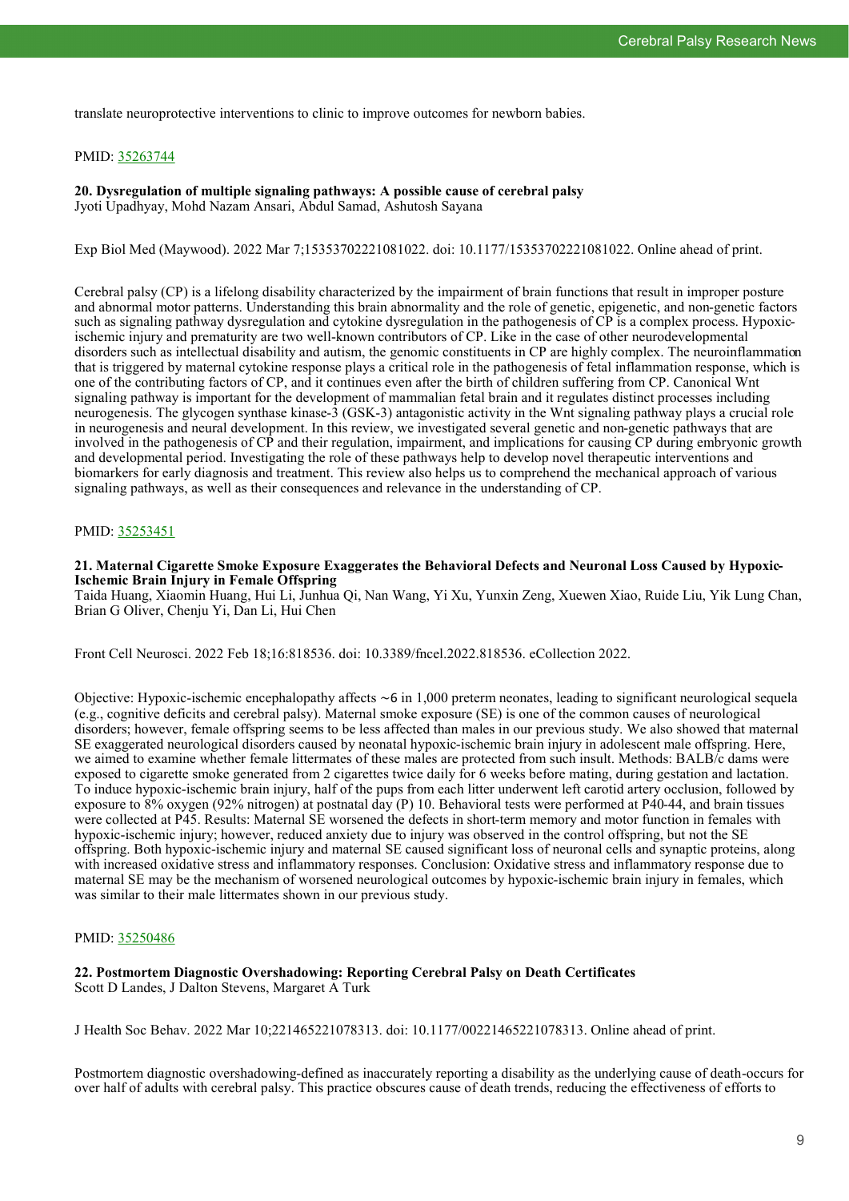translate neuroprotective interventions to clinic to improve outcomes for newborn babies.

PMID: [35263744](https://pubmed.ncbi.nlm.nih.gov/35263744)

**20. Dysregulation of multiple signaling pathways: A possible cause of cerebral palsy**
Jyoti Upadhyay, Mohd Nazam Ansari, Abdul Samad, Ashutosh Sayana

Exp Biol Med (Maywood). 2022 Mar 7;15353702221081022. doi: 10.1177/15353702221081022. Online ahead of print.

Cerebral palsy (CP) is a lifelong disability characterized by the impairment of brain functions that result in improper posture and abnormal motor patterns. Understanding this brain abnormality and the role of genetic, epigenetic, and non-genetic factors such as signaling pathway dysregulation and cytokine dysregulation in the pathogenesis of CP is a complex process. Hypoxic-ischemic injury and prematurity are two well-known contributors of CP. Like in the case of other neurodevelopmental disorders such as intellectual disability and autism, the genomic constituents in CP are highly complex. The neuroinflammation that is triggered by maternal cytokine response plays a critical role in the pathogenesis of fetal inflammation response, which is one of the contributing factors of CP, and it continues even after the birth of children suffering from CP. Canonical Wnt signaling pathway is important for the development of mammalian fetal brain and it regulates distinct processes including neurogenesis. The glycogen synthase kinase-3 (GSK-3) antagonistic activity in the Wnt signaling pathway plays a crucial role in neurogenesis and neural development. In this review, we investigated several genetic and non-genetic pathways that are involved in the pathogenesis of CP and their regulation, impairment, and implications for causing CP during embryonic growth and developmental period. Investigating the role of these pathways help to develop novel therapeutic interventions and biomarkers for early diagnosis and treatment. This review also helps us to comprehend the mechanical approach of various signaling pathways, as well as their consequences and relevance in the understanding of CP.

PMID: [35253451](https://pubmed.ncbi.nlm.nih.gov/35253451)

**21. Maternal Cigarette Smoke Exposure Exaggerates the Behavioral Defects and Neuronal Loss Caused by Hypoxic-Ischemic Brain Injury in Female Offspring**
Taida Huang, Xiaomin Huang, Hui Li, Junhua Qi, Nan Wang, Yi Xu, Yunxin Zeng, Xuewen Xiao, Ruide Liu, Yik Lung Chan, Brian G Oliver, Chenju Yi, Dan Li, Hui Chen

Front Cell Neurosci. 2022 Feb 18;16:818536. doi: 10.3389/fncel.2022.818536. eCollection 2022.

Objective: Hypoxic-ischemic encephalopathy affects ∼6 in 1,000 preterm neonates, leading to significant neurological sequela (e.g., cognitive deficits and cerebral palsy). Maternal smoke exposure (SE) is one of the common causes of neurological disorders; however, female offspring seems to be less affected than males in our previous study. We also showed that maternal SE exaggerated neurological disorders caused by neonatal hypoxic-ischemic brain injury in adolescent male offspring. Here, we aimed to examine whether female littermates of these males are protected from such insult. Methods: BALB/c dams were exposed to cigarette smoke generated from 2 cigarettes twice daily for 6 weeks before mating, during gestation and lactation. To induce hypoxic-ischemic brain injury, half of the pups from each litter underwent left carotid artery occlusion, followed by exposure to 8% oxygen (92% nitrogen) at postnatal day (P) 10. Behavioral tests were performed at P40-44, and brain tissues were collected at P45. Results: Maternal SE worsened the defects in short-term memory and motor function in females with hypoxic-ischemic injury; however, reduced anxiety due to injury was observed in the control offspring, but not the SE offspring. Both hypoxic-ischemic injury and maternal SE caused significant loss of neuronal cells and synaptic proteins, along with increased oxidative stress and inflammatory responses. Conclusion: Oxidative stress and inflammatory response due to maternal SE may be the mechanism of worsened neurological outcomes by hypoxic-ischemic brain injury in females, which was similar to their male littermates shown in our previous study.

PMID: [35250486](https://pubmed.ncbi.nlm.nih.gov/35250486)

**22. Postmortem Diagnostic Overshadowing: Reporting Cerebral Palsy on Death Certificates**
Scott D Landes, J Dalton Stevens, Margaret A Turk

J Health Soc Behav. 2022 Mar 10;221465221078313. doi: 10.1177/00221465221078313. Online ahead of print.

Postmortem diagnostic overshadowing-defined as inaccurately reporting a disability as the underlying cause of death-occurs for over half of adults with cerebral palsy. This practice obscures cause of death trends, reducing the effectiveness of efforts to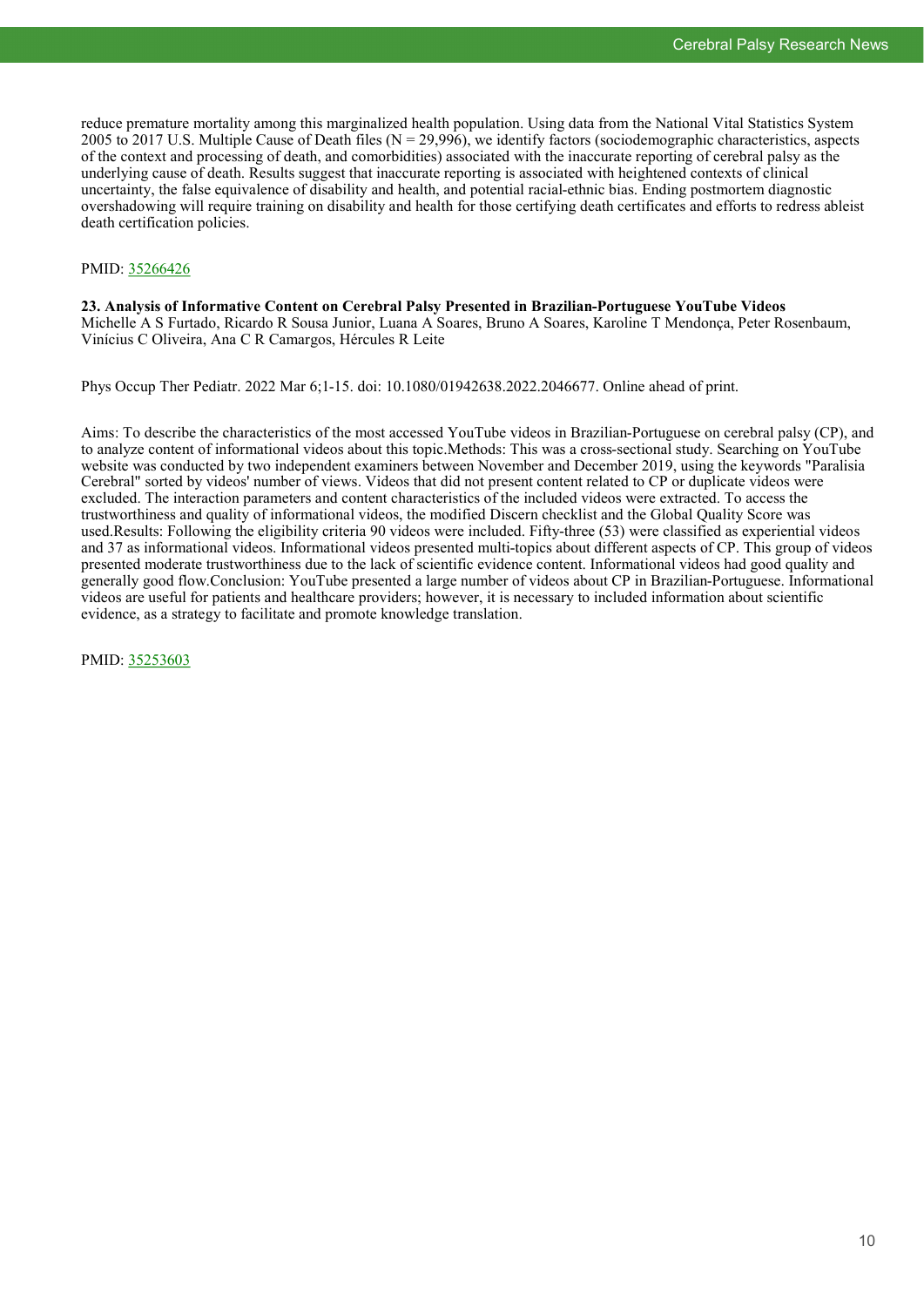reduce premature mortality among this marginalized health population. Using data from the National Vital Statistics System 2005 to 2017 U.S. Multiple Cause of Death files (N = 29,996), we identify factors (sociodemographic characteristics, aspects of the context and processing of death, and comorbidities) associated with the inaccurate reporting of cerebral palsy as the underlying cause of death. Results suggest that inaccurate reporting is associated with heightened contexts of clinical uncertainty, the false equivalence of disability and health, and potential racial-ethnic bias. Ending postmortem diagnostic overshadowing will require training on disability and health for those certifying death certificates and efforts to redress ableist death certification policies.

PMID: 35266426

**23. Analysis of Informative Content on Cerebral Palsy Presented in Brazilian-Portuguese YouTube Videos**
Michelle A S Furtado, Ricardo R Sousa Junior, Luana A Soares, Bruno A Soares, Karoline T Mendonça, Peter Rosenbaum, Vinícius C Oliveira, Ana C R Camargos, Hércules R Leite

Phys Occup Ther Pediatr. 2022 Mar 6;1-15. doi: 10.1080/01942638.2022.2046677. Online ahead of print.

Aims: To describe the characteristics of the most accessed YouTube videos in Brazilian-Portuguese on cerebral palsy (CP), and to analyze content of informational videos about this topic.Methods: This was a cross-sectional study. Searching on YouTube website was conducted by two independent examiners between November and December 2019, using the keywords "Paralisia Cerebral" sorted by videos' number of views. Videos that did not present content related to CP or duplicate videos were excluded. The interaction parameters and content characteristics of the included videos were extracted. To access the trustworthiness and quality of informational videos, the modified Discern checklist and the Global Quality Score was used.Results: Following the eligibility criteria 90 videos were included. Fifty-three (53) were classified as experiential videos and 37 as informational videos. Informational videos presented multi-topics about different aspects of CP. This group of videos presented moderate trustworthiness due to the lack of scientific evidence content. Informational videos had good quality and generally good flow.Conclusion: YouTube presented a large number of videos about CP in Brazilian-Portuguese. Informational videos are useful for patients and healthcare providers; however, it is necessary to included information about scientific evidence, as a strategy to facilitate and promote knowledge translation.

PMID: 35253603